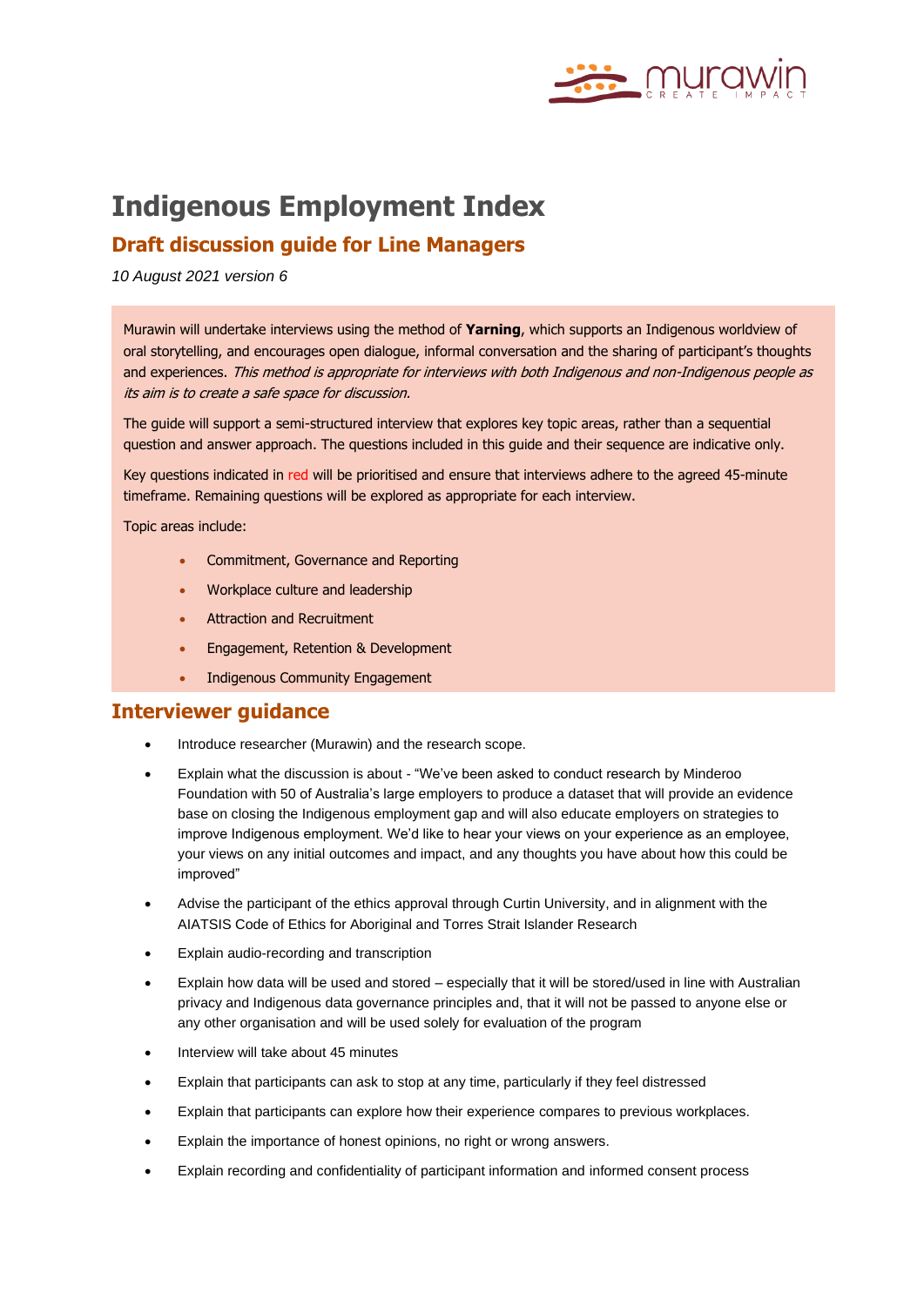# Indigenous Employment Index

## Draft discussion guide for Line Managers

*10 August 2021 version 6*

Murawin will undertake interviews using the method of **Yarning**, which supports an Indigenous worldview of oral storytelling, and encourages open dialogue, informal conversation and the sharing of participant's thoughts and experiences. *This method is appropriate for interviews with both Indigenous and non-Indigenous people as its aim is to create a safe space for discussion.*

The guide will support a semi-structured interview that explores key topic areas, rather than a sequential question and answer approach. The questions included in this guide and their sequence are indicative only.

Key questions indicated in red will be prioritised and ensure that interviews adhere to the agreed 45-minute timeframe. Remaining questions will be explored as appropriate for each interview.

Topic areas include:

- Commitment, Governance and Reporting
- Workplace culture and leadership
- Attraction and Recruitment
- Engagement, Retention & Development
- Indigenous Community Engagement

## Interviewer guidance

- Introduce researcher (Murawin) and the research scope.
- Explain what the discussion is about - "We've been asked to conduct research by Minderoo Foundation with 50 of Australia's large employers to produce a dataset that will provide an evidence base on closing the Indigenous employment gap and will also educate employers on strategies to improve Indigenous employment. We'd like to hear your views on your experience as an employee, your views on any initial outcomes and impact, and any thoughts you have about how this could be improved"
- Advise the participant of the ethics approval through Curtin University, and in alignment with the AIATSIS Code of Ethics for Aboriginal and Torres Strait Islander Research
- Explain audio-recording and transcription
- Explain how data will be used and stored – especially that it will be stored/used in line with Australian privacy and Indigenous data governance principles and, that it will not be passed to anyone else or any other organisation and will be used solely for evaluation of the program
- Interview will take about 45 minutes
- Explain that participants can ask to stop at any time, particularly if they feel distressed
- Explain that participants can explore how their experience compares to previous workplaces.
- Explain the importance of honest opinions, no right or wrong answers.
- Explain recording and confidentiality of participant information and informed consent process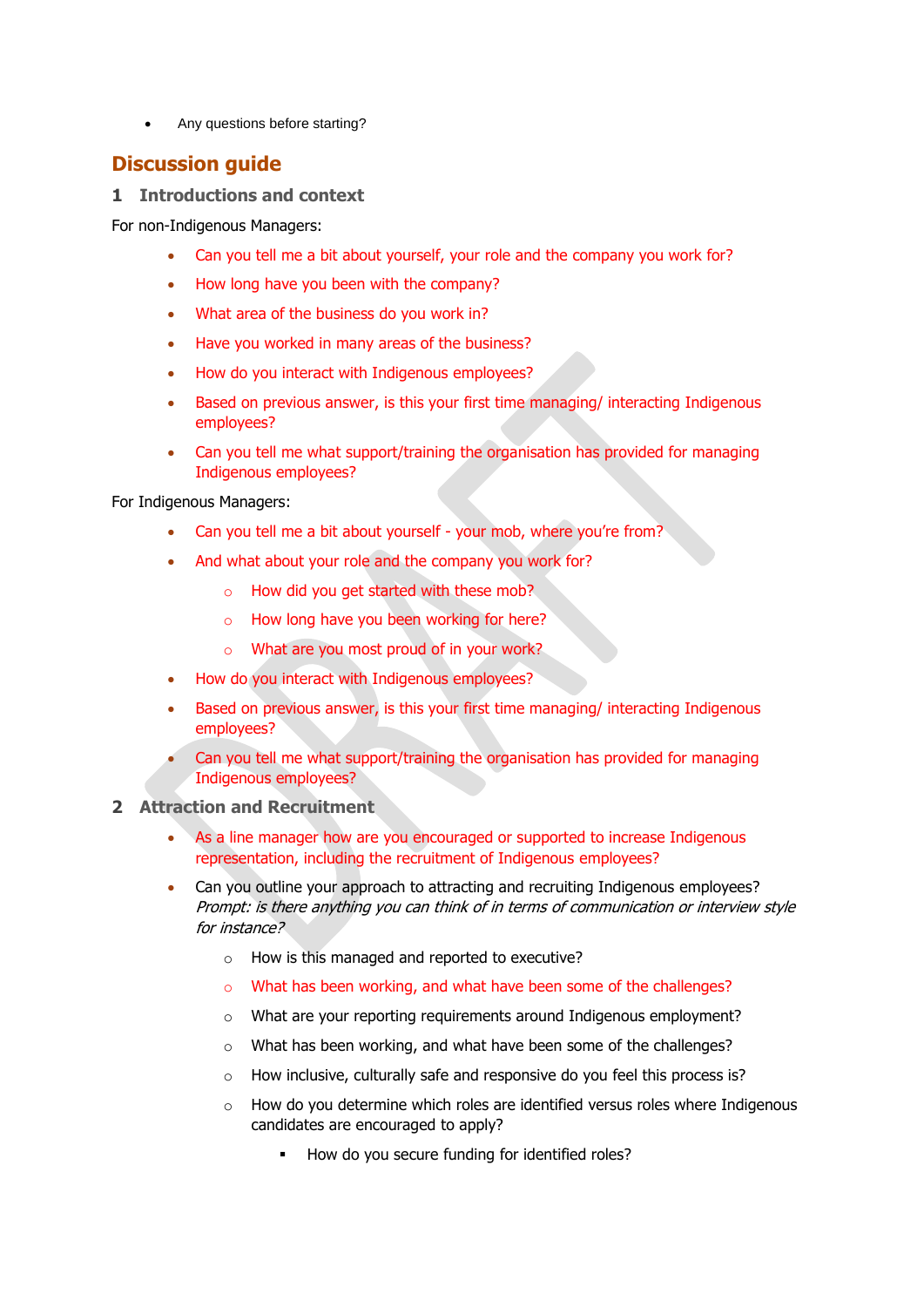- Any questions before starting?

# Discussion guide

## 1 Introductions and context

For non-Indigenous Managers:

- Can you tell me a bit about yourself, your role and the company you work for?
- How long have you been with the company?
- What area of the business do you work in?
- Have you worked in many areas of the business?
- How do you interact with Indigenous employees?
- Based on previous answer, is this your first time managing/ interacting Indigenous employees?
- Can you tell me what support/training the organisation has provided for managing Indigenous employees?

For Indigenous Managers:

- Can you tell me a bit about yourself - your mob, where you're from?
- And what about your role and the company you work for?
  - How did you get started with these mob?
  - How long have you been working for here?
  - What are you most proud of in your work?
- How do you interact with Indigenous employees?
- Based on previous answer, is this your first time managing/ interacting Indigenous employees?
- Can you tell me what support/training the organisation has provided for managing Indigenous employees?

## 2 Attraction and Recruitment

- As a line manager how are you encouraged or supported to increase Indigenous representation, including the recruitment of Indigenous employees?
- Can you outline your approach to attracting and recruiting Indigenous employees? *Prompt: is there anything you can think of in terms of communication or interview style for instance?*
  - How is this managed and reported to executive?
  - What has been working, and what have been some of the challenges?
  - What are your reporting requirements around Indigenous employment?
  - What has been working, and what have been some of the challenges?
  - How inclusive, culturally safe and responsive do you feel this process is?
  - How do you determine which roles are identified versus roles where Indigenous candidates are encouraged to apply?
    - How do you secure funding for identified roles?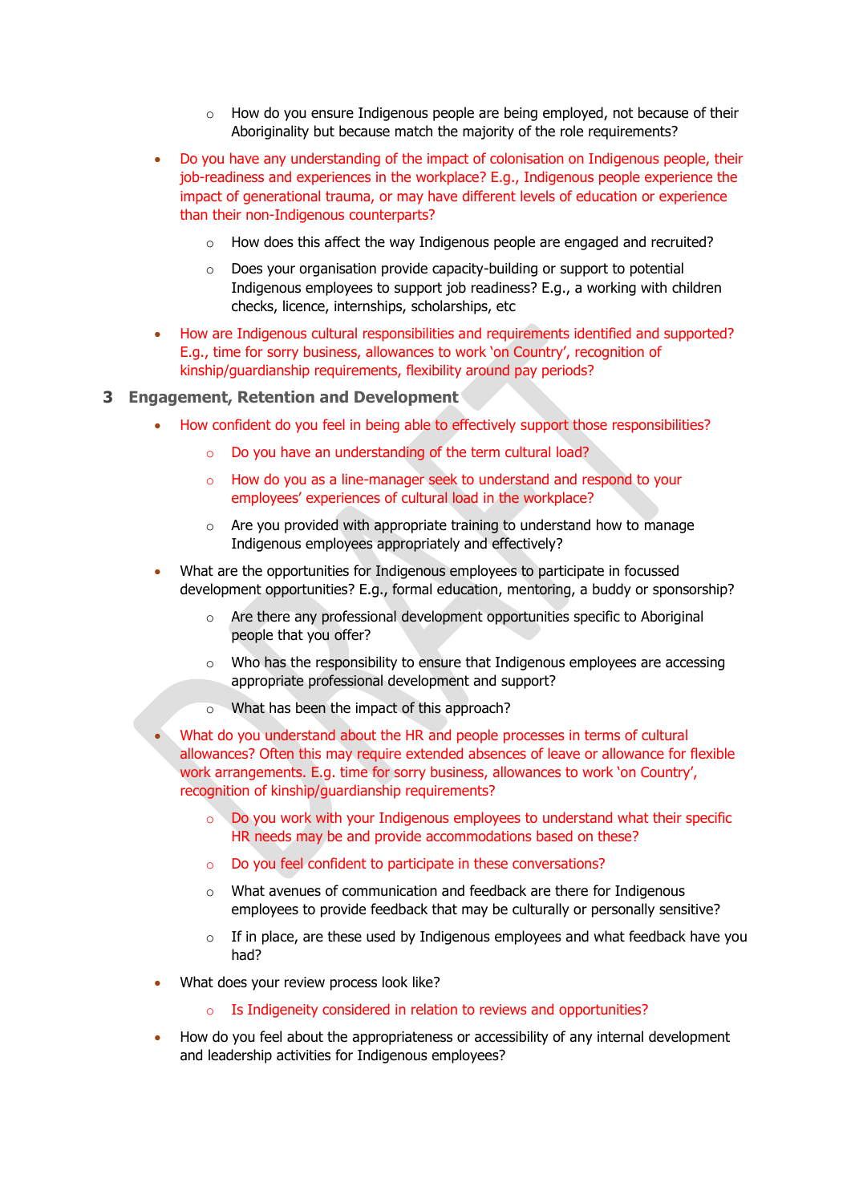- How do you ensure Indigenous people are being employed, not because of their Aboriginality but because match the majority of the role requirements?
- Do you have any understanding of the impact of colonisation on Indigenous people, their job-readiness and experiences in the workplace? E.g., Indigenous people experience the impact of generational trauma, or may have different levels of education or experience than their non-Indigenous counterparts?
  - How does this affect the way Indigenous people are engaged and recruited?
  - Does your organisation provide capacity-building or support to potential Indigenous employees to support job readiness? E.g., a working with children checks, licence, internships, scholarships, etc
- How are Indigenous cultural responsibilities and requirements identified and supported? E.g., time for sorry business, allowances to work 'on Country', recognition of kinship/guardianship requirements, flexibility around pay periods?

## 3 Engagement, Retention and Development

- How confident do you feel in being able to effectively support those responsibilities?
  - Do you have an understanding of the term cultural load?
  - How do you as a line-manager seek to understand and respond to your employees' experiences of cultural load in the workplace?
  - Are you provided with appropriate training to understand how to manage Indigenous employees appropriately and effectively?
- What are the opportunities for Indigenous employees to participate in focussed development opportunities? E.g., formal education, mentoring, a buddy or sponsorship?
  - Are there any professional development opportunities specific to Aboriginal people that you offer?
  - Who has the responsibility to ensure that Indigenous employees are accessing appropriate professional development and support?
  - What has been the impact of this approach?
- What do you understand about the HR and people processes in terms of cultural allowances? Often this may require extended absences of leave or allowance for flexible work arrangements. E.g. time for sorry business, allowances to work 'on Country', recognition of kinship/guardianship requirements?
  - Do you work with your Indigenous employees to understand what their specific HR needs may be and provide accommodations based on these?
  - Do you feel confident to participate in these conversations?
  - What avenues of communication and feedback are there for Indigenous employees to provide feedback that may be culturally or personally sensitive?
  - If in place, are these used by Indigenous employees and what feedback have you had?
- What does your review process look like?
  - Is Indigeneity considered in relation to reviews and opportunities?
- How do you feel about the appropriateness or accessibility of any internal development and leadership activities for Indigenous employees?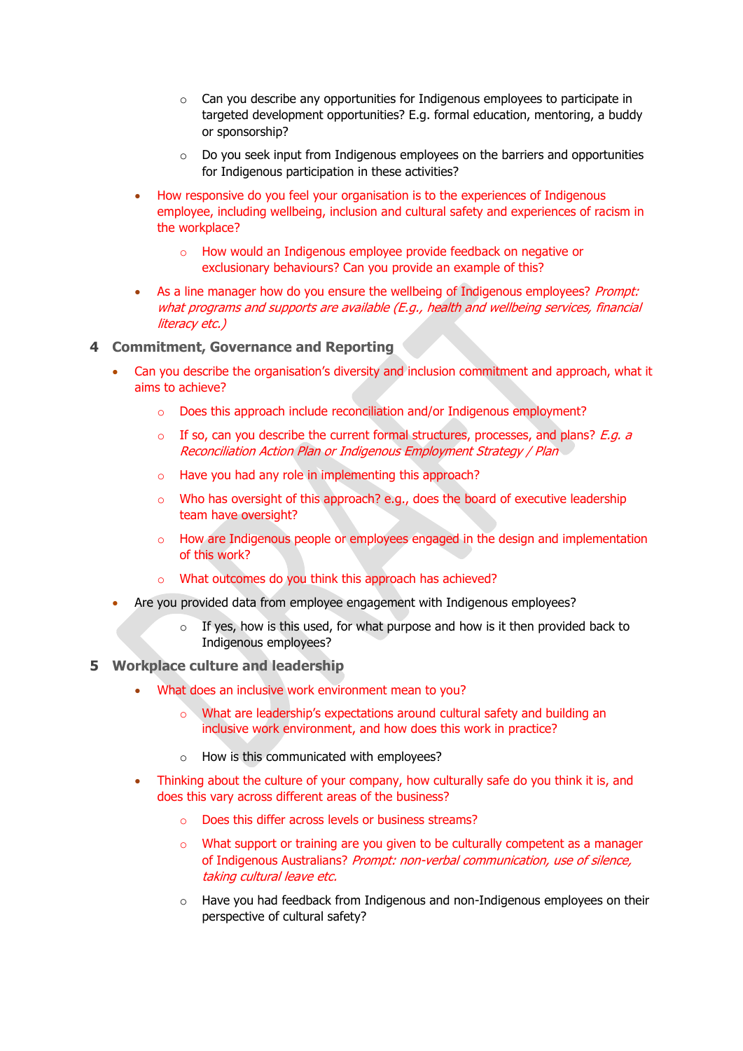- Can you describe any opportunities for Indigenous employees to participate in targeted development opportunities? E.g. formal education, mentoring, a buddy or sponsorship?
  - Do you seek input from Indigenous employees on the barriers and opportunities for Indigenous participation in these activities?
- How responsive do you feel your organisation is to the experiences of Indigenous employee, including wellbeing, inclusion and cultural safety and experiences of racism in the workplace?
  - How would an Indigenous employee provide feedback on negative or exclusionary behaviours? Can you provide an example of this?
- As a line manager how do you ensure the wellbeing of Indigenous employees? *Prompt: what programs and supports are available (E.g., health and wellbeing services, financial literacy etc.)*

## 4 Commitment, Governance and Reporting

- Can you describe the organisation's diversity and inclusion commitment and approach, what it aims to achieve?
  - Does this approach include reconciliation and/or Indigenous employment?
  - If so, can you describe the current formal structures, processes, and plans? *E.g. a Reconciliation Action Plan or Indigenous Employment Strategy / Plan*
  - Have you had any role in implementing this approach?
  - Who has oversight of this approach? e.g., does the board of executive leadership team have oversight?
  - How are Indigenous people or employees engaged in the design and implementation of this work?
  - What outcomes do you think this approach has achieved?
- Are you provided data from employee engagement with Indigenous employees?
  - If yes, how is this used, for what purpose and how is it then provided back to Indigenous employees?

## 5 Workplace culture and leadership

- What does an inclusive work environment mean to you?
  - What are leadership's expectations around cultural safety and building an inclusive work environment, and how does this work in practice?
  - How is this communicated with employees?
- Thinking about the culture of your company, how culturally safe do you think it is, and does this vary across different areas of the business?
  - Does this differ across levels or business streams?
  - What support or training are you given to be culturally competent as a manager of Indigenous Australians? *Prompt: non-verbal communication, use of silence, taking cultural leave etc.*
  - Have you had feedback from Indigenous and non-Indigenous employees on their perspective of cultural safety?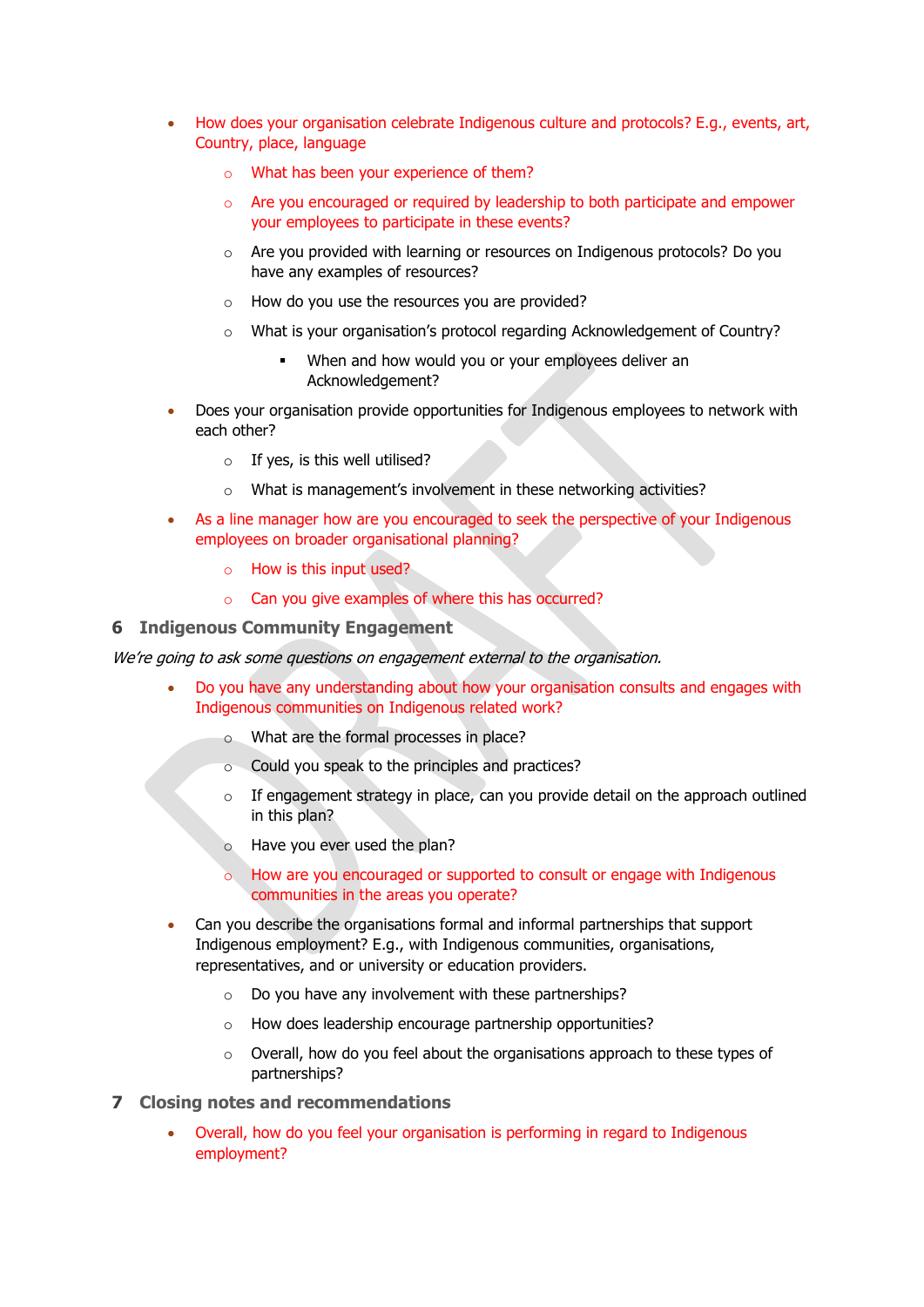- How does your organisation celebrate Indigenous culture and protocols? E.g., events, art, Country, place, language
    - What has been your experience of them?
    - Are you encouraged or required by leadership to both participate and empower your employees to participate in these events?
    - Are you provided with learning or resources on Indigenous protocols? Do you have any examples of resources?
    - How do you use the resources you are provided?
    - What is your organisation's protocol regarding Acknowledgement of Country?
        - When and how would you or your employees deliver an Acknowledgement?
- Does your organisation provide opportunities for Indigenous employees to network with each other?
    - If yes, is this well utilised?
    - What is management's involvement in these networking activities?
- As a line manager how are you encouraged to seek the perspective of your Indigenous employees on broader organisational planning?
    - How is this input used?
    - Can you give examples of where this has occurred?

## 6 Indigenous Community Engagement

*We're going to ask some questions on engagement external to the organisation.*

- Do you have any understanding about how your organisation consults and engages with Indigenous communities on Indigenous related work?
    - What are the formal processes in place?
    - Could you speak to the principles and practices?
    - If engagement strategy in place, can you provide detail on the approach outlined in this plan?
    - Have you ever used the plan?
    - How are you encouraged or supported to consult or engage with Indigenous communities in the areas you operate?
- Can you describe the organisations formal and informal partnerships that support Indigenous employment? E.g., with Indigenous communities, organisations, representatives, and or university or education providers.
    - Do you have any involvement with these partnerships?
    - How does leadership encourage partnership opportunities?
    - Overall, how do you feel about the organisations approach to these types of partnerships?

## 7 Closing notes and recommendations

- Overall, how do you feel your organisation is performing in regard to Indigenous employment?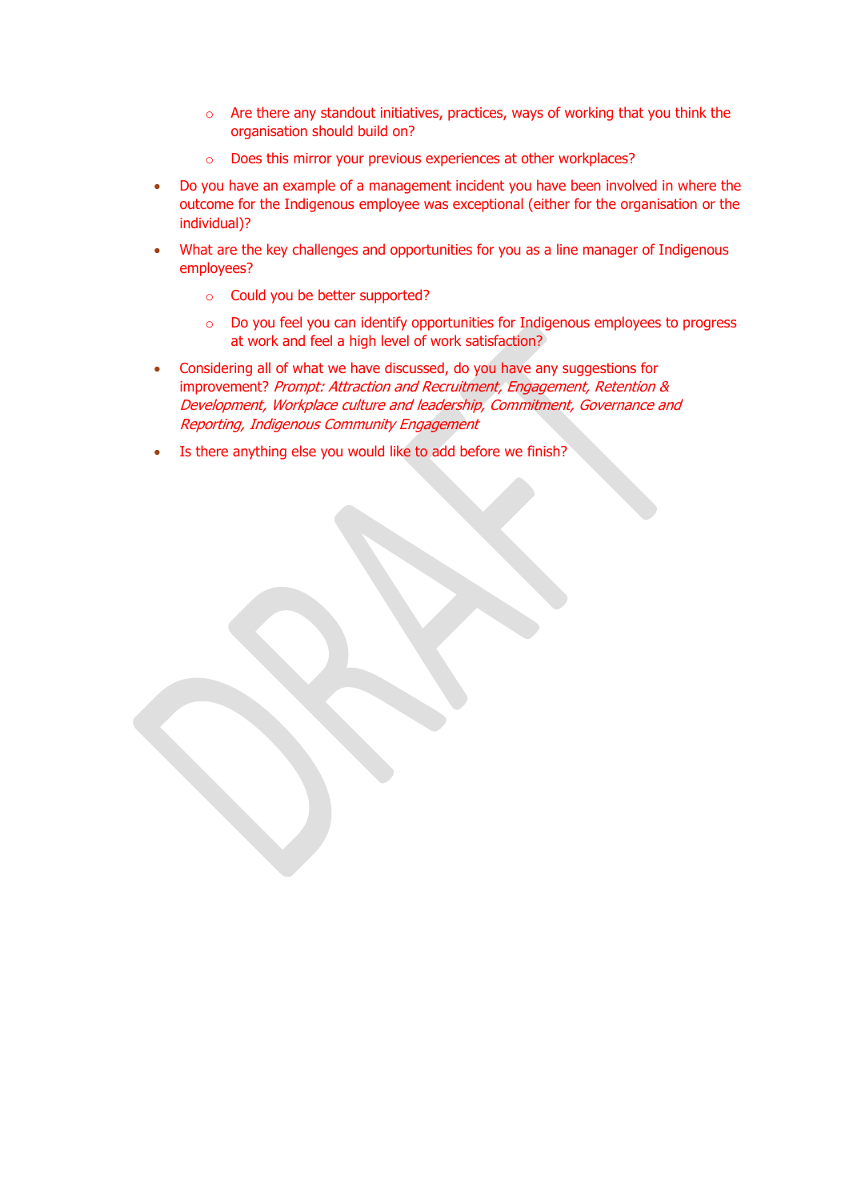- Are there any standout initiatives, practices, ways of working that you think the organisation should build on?
    - Does this mirror your previous experiences at other workplaces?

- Do you have an example of a management incident you have been involved in where the outcome for the Indigenous employee was exceptional (either for the organisation or the individual)?
- What are the key challenges and opportunities for you as a line manager of Indigenous employees?
    - Could you be better supported?
    - Do you feel you can identify opportunities for Indigenous employees to progress at work and feel a high level of work satisfaction?
- Considering all of what we have discussed, do you have any suggestions for improvement? *Prompt: Attraction and Recruitment, Engagement, Retention & Development, Workplace culture and leadership, Commitment, Governance and Reporting, Indigenous Community Engagement*
- Is there anything else you would like to add before we finish?